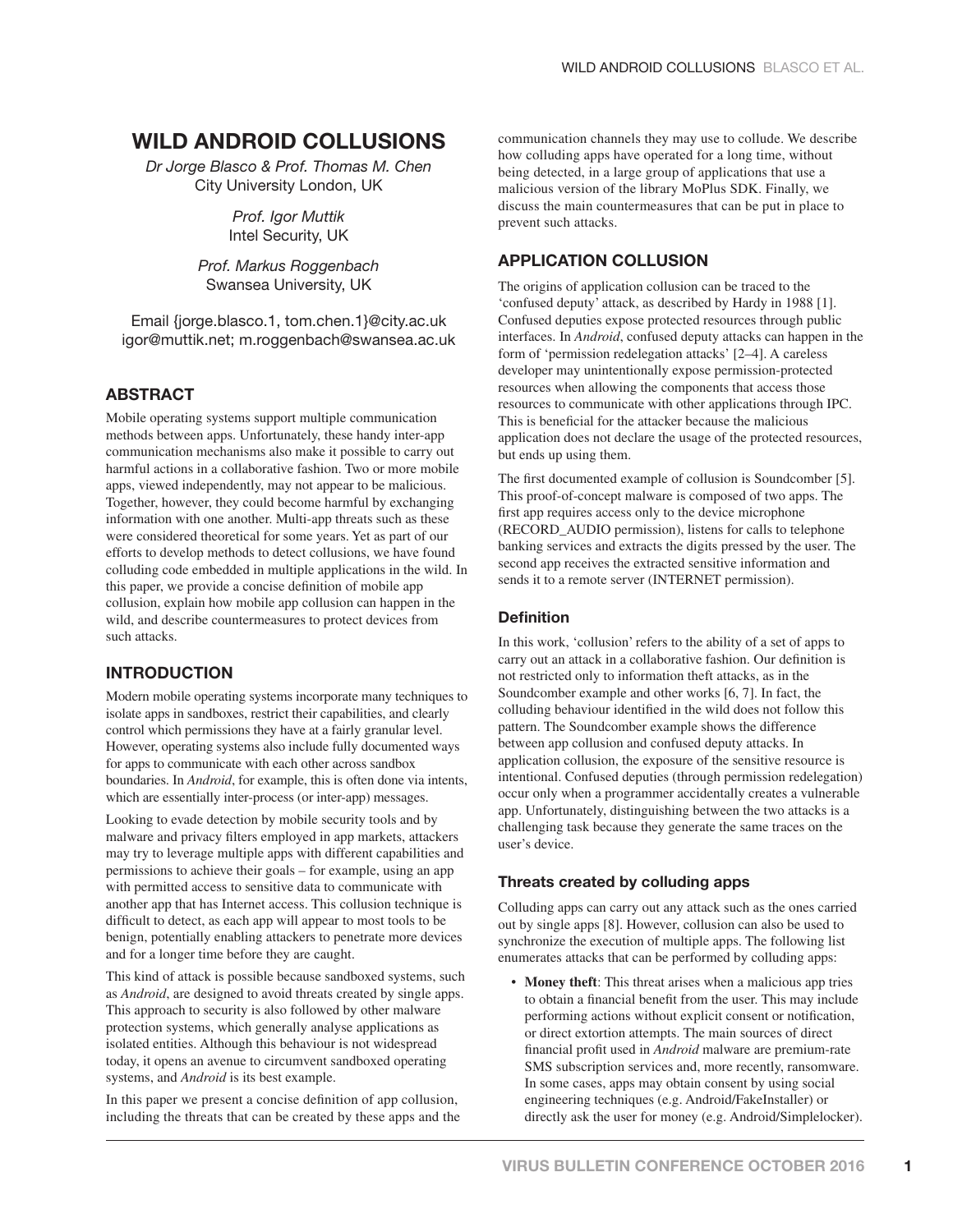# WILD ANDROID COLLUSIONS

*Dr Jorge Blasco & Prof. Thomas M. Chen*
City University London, UK

*Prof. Igor Muttik*
Intel Security, UK

*Prof. Markus Roggenbach*
Swansea University, UK

Email {jorge.blasco.1, tom.chen.1}@city.ac.uk
igor@muttik.net; m.roggenbach@swansea.ac.uk

## ABSTRACT

Mobile operating systems support multiple communication methods between apps. Unfortunately, these handy inter-app communication mechanisms also make it possible to carry out harmful actions in a collaborative fashion. Two or more mobile apps, viewed independently, may not appear to be malicious. Together, however, they could become harmful by exchanging information with one another. Multi-app threats such as these were considered theoretical for some years. Yet as part of our efforts to develop methods to detect collusions, we have found colluding code embedded in multiple applications in the wild. In this paper, we provide a concise definition of mobile app collusion, explain how mobile app collusion can happen in the wild, and describe countermeasures to protect devices from such attacks.

## INTRODUCTION

Modern mobile operating systems incorporate many techniques to isolate apps in sandboxes, restrict their capabilities, and clearly control which permissions they have at a fairly granular level. However, operating systems also include fully documented ways for apps to communicate with each other across sandbox boundaries. In *Android*, for example, this is often done via intents, which are essentially inter-process (or inter-app) messages.

Looking to evade detection by mobile security tools and by malware and privacy filters employed in app markets, attackers may try to leverage multiple apps with different capabilities and permissions to achieve their goals – for example, using an app with permitted access to sensitive data to communicate with another app that has Internet access. This collusion technique is difficult to detect, as each app will appear to most tools to be benign, potentially enabling attackers to penetrate more devices and for a longer time before they are caught.

This kind of attack is possible because sandboxed systems, such as *Android*, are designed to avoid threats created by single apps. This approach to security is also followed by other malware protection systems, which generally analyse applications as isolated entities. Although this behaviour is not widespread today, it opens an avenue to circumvent sandboxed operating systems, and *Android* is its best example.

In this paper we present a concise definition of app collusion, including the threats that can be created by these apps and the communication channels they may use to collude. We describe how colluding apps have operated for a long time, without being detected, in a large group of applications that use a malicious version of the library MoPlus SDK. Finally, we discuss the main countermeasures that can be put in place to prevent such attacks.

## APPLICATION COLLUSION

The origins of application collusion can be traced to the 'confused deputy' attack, as described by Hardy in 1988 [1]. Confused deputies expose protected resources through public interfaces. In *Android*, confused deputy attacks can happen in the form of 'permission redelegation attacks' [2–4]. A careless developer may unintentionally expose permission-protected resources when allowing the components that access those resources to communicate with other applications through IPC. This is beneficial for the attacker because the malicious application does not declare the usage of the protected resources, but ends up using them.

The first documented example of collusion is Soundcomber [5]. This proof-of-concept malware is composed of two apps. The first app requires access only to the device microphone (RECORD_AUDIO permission), listens for calls to telephone banking services and extracts the digits pressed by the user. The second app receives the extracted sensitive information and sends it to a remote server (INTERNET permission).

### Definition

In this work, 'collusion' refers to the ability of a set of apps to carry out an attack in a collaborative fashion. Our definition is not restricted only to information theft attacks, as in the Soundcomber example and other works [6, 7]. In fact, the colluding behaviour identified in the wild does not follow this pattern. The Soundcomber example shows the difference between app collusion and confused deputy attacks. In application collusion, the exposure of the sensitive resource is intentional. Confused deputies (through permission redelegation) occur only when a programmer accidentally creates a vulnerable app. Unfortunately, distinguishing between the two attacks is a challenging task because they generate the same traces on the user's device.

### Threats created by colluding apps

Colluding apps can carry out any attack such as the ones carried out by single apps [8]. However, collusion can also be used to synchronize the execution of multiple apps. The following list enumerates attacks that can be performed by colluding apps:

- **Money theft**: This threat arises when a malicious app tries to obtain a financial benefit from the user. This may include performing actions without explicit consent or notification, or direct extortion attempts. The main sources of direct financial profit used in *Android* malware are premium-rate SMS subscription services and, more recently, ransomware. In some cases, apps may obtain consent by using social engineering techniques (e.g. Android/FakeInstaller) or directly ask the user for money (e.g. Android/Simplelocker).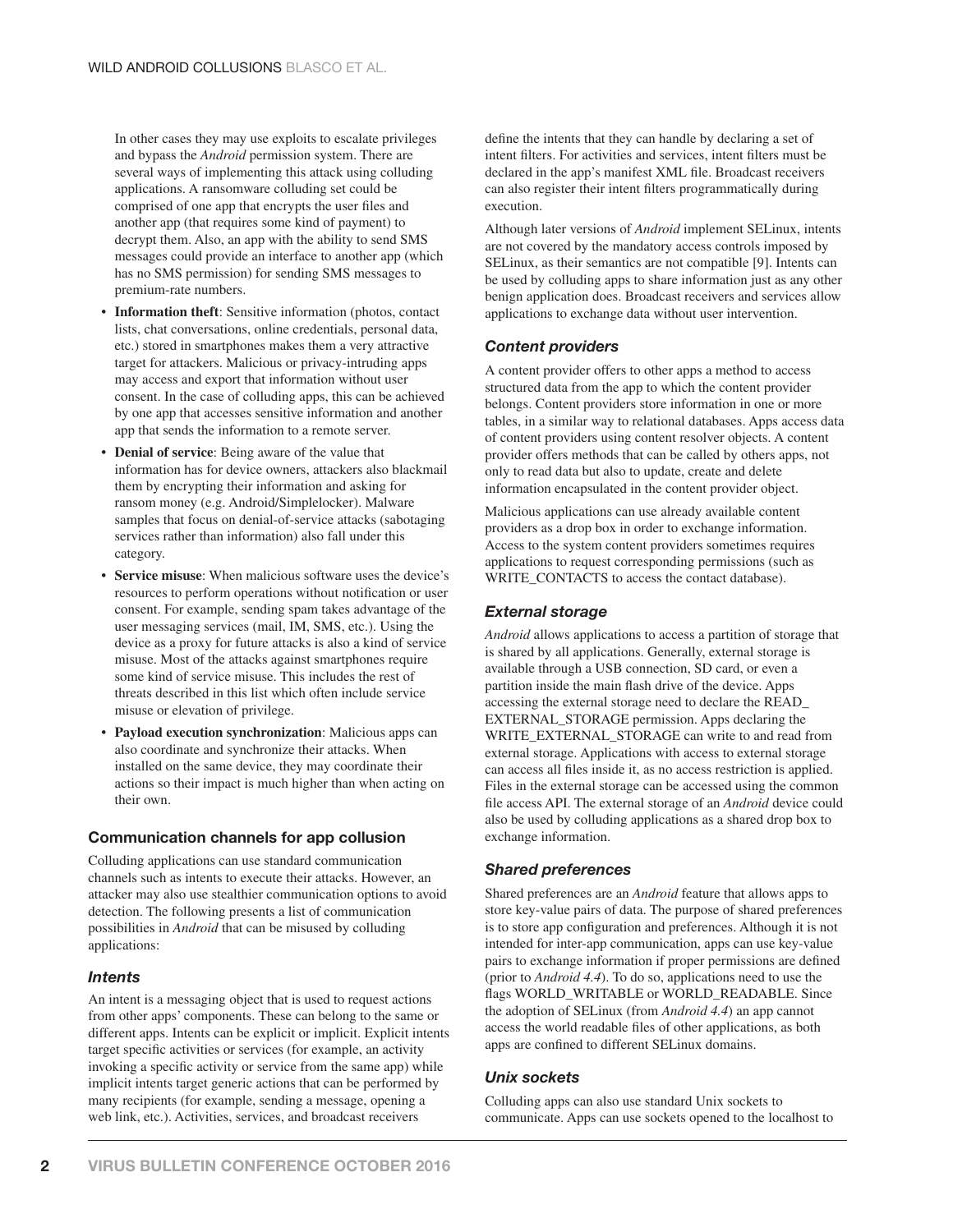In other cases they may use exploits to escalate privileges and bypass the *Android* permission system. There are several ways of implementing this attack using colluding applications. A ransomware colluding set could be comprised of one app that encrypts the user files and another app (that requires some kind of payment) to decrypt them. Also, an app with the ability to send SMS messages could provide an interface to another app (which has no SMS permission) for sending SMS messages to premium-rate numbers.

- **Information theft**: Sensitive information (photos, contact lists, chat conversations, online credentials, personal data, etc.) stored in smartphones makes them a very attractive target for attackers. Malicious or privacy-intruding apps may access and export that information without user consent. In the case of colluding apps, this can be achieved by one app that accesses sensitive information and another app that sends the information to a remote server.
- **Denial of service**: Being aware of the value that information has for device owners, attackers also blackmail them by encrypting their information and asking for ransom money (e.g. Android/Simplelocker). Malware samples that focus on denial-of-service attacks (sabotaging services rather than information) also fall under this category.
- **Service misuse**: When malicious software uses the device's resources to perform operations without notification or user consent. For example, sending spam takes advantage of the user messaging services (mail, IM, SMS, etc.). Using the device as a proxy for future attacks is also a kind of service misuse. Most of the attacks against smartphones require some kind of service misuse. This includes the rest of threats described in this list which often include service misuse or elevation of privilege.
- **Payload execution synchronization**: Malicious apps can also coordinate and synchronize their attacks. When installed on the same device, they may coordinate their actions so their impact is much higher than when acting on their own.

## Communication channels for app collusion

Colluding applications can use standard communication channels such as intents to execute their attacks. However, an attacker may also use stealthier communication options to avoid detection. The following presents a list of communication possibilities in *Android* that can be misused by colluding applications:

### Intents

An intent is a messaging object that is used to request actions from other apps' components. These can belong to the same or different apps. Intents can be explicit or implicit. Explicit intents target specific activities or services (for example, an activity invoking a specific activity or service from the same app) while implicit intents target generic actions that can be performed by many recipients (for example, sending a message, opening a web link, etc.). Activities, services, and broadcast receivers define the intents that they can handle by declaring a set of intent filters. For activities and services, intent filters must be declared in the app's manifest XML file. Broadcast receivers can also register their intent filters programmatically during execution.

Although later versions of *Android* implement SELinux, intents are not covered by the mandatory access controls imposed by SELinux, as their semantics are not compatible [9]. Intents can be used by colluding apps to share information just as any other benign application does. Broadcast receivers and services allow applications to exchange data without user intervention.

### Content providers

A content provider offers to other apps a method to access structured data from the app to which the content provider belongs. Content providers store information in one or more tables, in a similar way to relational databases. Apps access data of content providers using content resolver objects. A content provider offers methods that can be called by others apps, not only to read data but also to update, create and delete information encapsulated in the content provider object.

Malicious applications can use already available content providers as a drop box in order to exchange information. Access to the system content providers sometimes requires applications to request corresponding permissions (such as WRITE_CONTACTS to access the contact database).

### External storage

*Android* allows applications to access a partition of storage that is shared by all applications. Generally, external storage is available through a USB connection, SD card, or even a partition inside the main flash drive of the device. Apps accessing the external storage need to declare the READ_EXTERNAL_STORAGE permission. Apps declaring the WRITE_EXTERNAL_STORAGE can write to and read from external storage. Applications with access to external storage can access all files inside it, as no access restriction is applied. Files in the external storage can be accessed using the common file access API. The external storage of an *Android* device could also be used by colluding applications as a shared drop box to exchange information.

### Shared preferences

Shared preferences are an *Android* feature that allows apps to store key-value pairs of data. The purpose of shared preferences is to store app configuration and preferences. Although it is not intended for inter-app communication, apps can use key-value pairs to exchange information if proper permissions are defined (prior to *Android 4.4*). To do so, applications need to use the flags WORLD_WRITABLE or WORLD_READABLE. Since the adoption of SELinux (from *Android 4.4*) an app cannot access the world readable files of other applications, as both apps are confined to different SELinux domains.

### Unix sockets

Colluding apps can also use standard Unix sockets to communicate. Apps can use sockets opened to the localhost to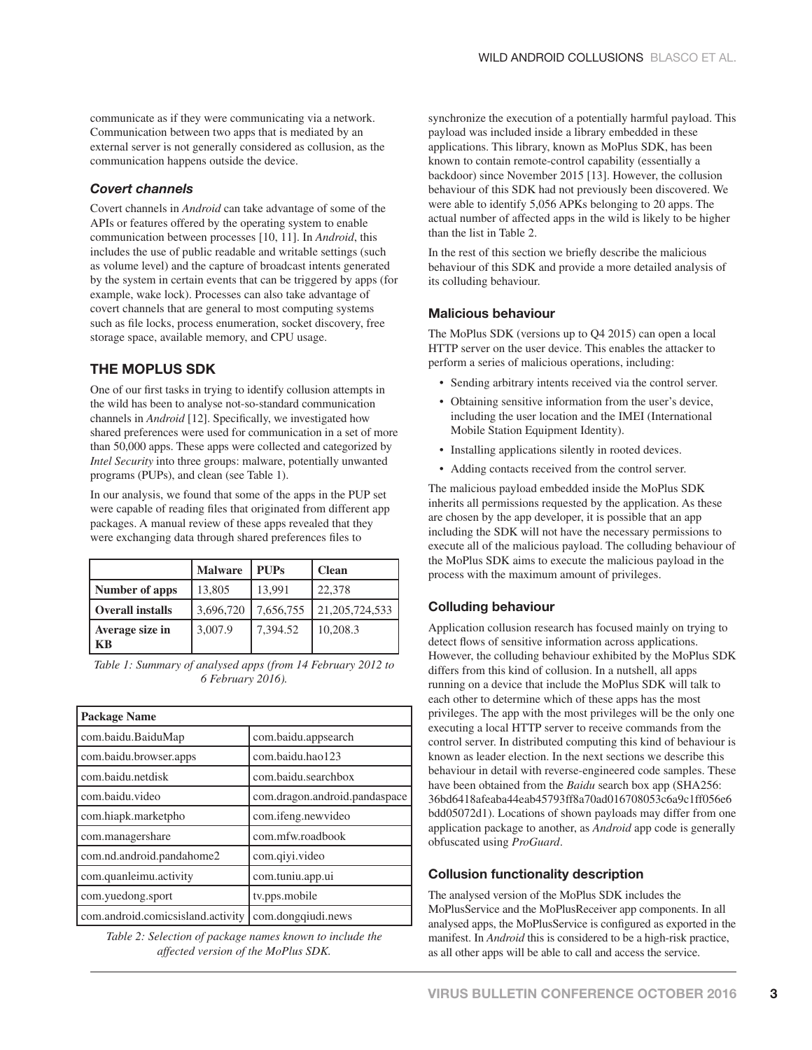communicate as if they were communicating via a network. Communication between two apps that is mediated by an external server is not generally considered as collusion, as the communication happens outside the device.

### *Covert channels*

Covert channels in *Android* can take advantage of some of the APIs or features offered by the operating system to enable communication between processes [10, 11]. In *Android*, this includes the use of public readable and writable settings (such as volume level) and the capture of broadcast intents generated by the system in certain events that can be triggered by apps (for example, wake lock). Processes can also take advantage of covert channels that are general to most computing systems such as file locks, process enumeration, socket discovery, free storage space, available memory, and CPU usage.

## THE MOPLUS SDK

One of our first tasks in trying to identify collusion attempts in the wild has been to analyse not-so-standard communication channels in *Android* [12]. Specifically, we investigated how shared preferences were used for communication in a set of more than 50,000 apps. These apps were collected and categorized by *Intel Security* into three groups: malware, potentially unwanted programs (PUPs), and clean (see Table 1).

In our analysis, we found that some of the apps in the PUP set were capable of reading files that originated from different app packages. A manual review of these apps revealed that they were exchanging data through shared preferences files to

| | Malware | PUPs | Clean |
|---|---|---|---|
| **Number of apps** | 13,805 | 13,991 | 22,378 |
| **Overall installs** | 3,696,720 | 7,656,755 | 21,205,724,533 |
| **Average size in KB** | 3,007.9 | 7,394.52 | 10,208.3 |

*Table 1: Summary of analysed apps (from 14 February 2012 to 6 February 2016).*

| **Package Name** | |
|---|---|
| com.baidu.BaiduMap | com.baidu.appsearch |
| com.baidu.browser.apps | com.baidu.hao123 |
| com.baidu.netdisk | com.baidu.searchbox |
| com.baidu.video | com.dragon.android.pandaspace |
| com.hiapk.marketpho | com.ifeng.newvideo |
| com.managershare | com.mfw.roadbook |
| com.nd.android.pandahome2 | com.qiyi.video |
| com.quanleimu.activity | com.tuniu.app.ui |
| com.yuedong.sport | tv.pps.mobile |
| com.android.comicsisland.activity | com.dongqiudi.news |

*Table 2: Selection of package names known to include the affected version of the MoPlus SDK.*

synchronize the execution of a potentially harmful payload. This payload was included inside a library embedded in these applications. This library, known as MoPlus SDK, has been known to contain remote-control capability (essentially a backdoor) since November 2015 [13]. However, the collusion behaviour of this SDK had not previously been discovered. We were able to identify 5,056 APKs belonging to 20 apps. The actual number of affected apps in the wild is likely to be higher than the list in Table 2.

In the rest of this section we briefly describe the malicious behaviour of this SDK and provide a more detailed analysis of its colluding behaviour.

### Malicious behaviour

The MoPlus SDK (versions up to Q4 2015) can open a local HTTP server on the user device. This enables the attacker to perform a series of malicious operations, including:

- Sending arbitrary intents received via the control server.
- Obtaining sensitive information from the user's device, including the user location and the IMEI (International Mobile Station Equipment Identity).
- Installing applications silently in rooted devices.
- Adding contacts received from the control server.

The malicious payload embedded inside the MoPlus SDK inherits all permissions requested by the application. As these are chosen by the app developer, it is possible that an app including the SDK will not have the necessary permissions to execute all of the malicious payload. The colluding behaviour of the MoPlus SDK aims to execute the malicious payload in the process with the maximum amount of privileges.

### Colluding behaviour

Application collusion research has focused mainly on trying to detect flows of sensitive information across applications. However, the colluding behaviour exhibited by the MoPlus SDK differs from this kind of collusion. In a nutshell, all apps running on a device that include the MoPlus SDK will talk to each other to determine which of these apps has the most privileges. The app with the most privileges will be the only one executing a local HTTP server to receive commands from the control server. In distributed computing this kind of behaviour is known as leader election. In the next sections we describe this behaviour in detail with reverse-engineered code samples. These have been obtained from the *Baidu* search box app (SHA256: 36bd6418afeaba44eab45793ff8a70ad016708053c6a9c1ff056e6bdd05072d1). Locations of shown payloads may differ from one application package to another, as *Android* app code is generally obfuscated using *ProGuard*.

### Collusion functionality description

The analysed version of the MoPlus SDK includes the MoPlusService and the MoPlusReceiver app components. In all analysed apps, the MoPlusService is configured as exported in the manifest. In *Android* this is considered to be a high-risk practice, as all other apps will be able to call and access the service.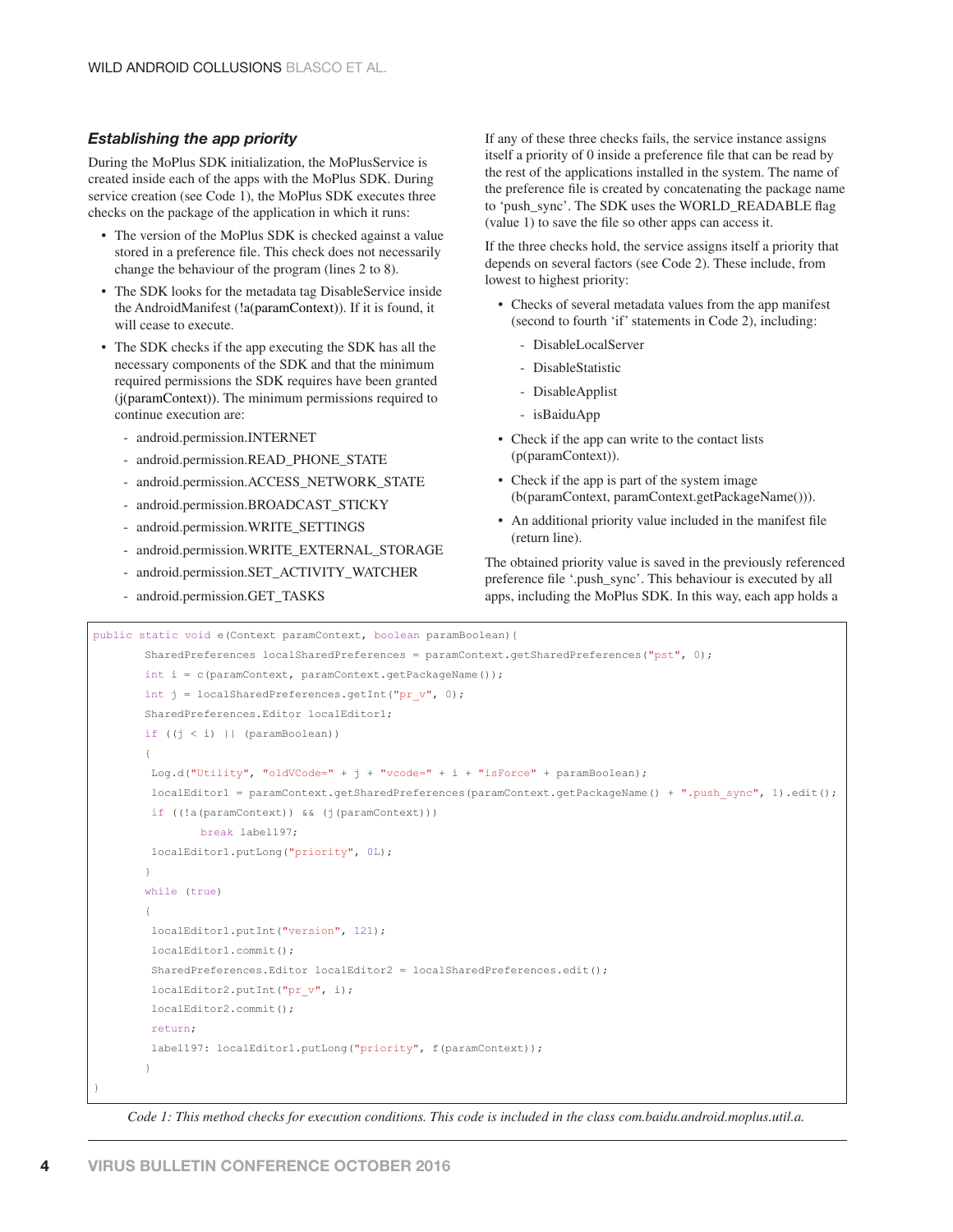### *Establishing the app priority*

During the MoPlus SDK initialization, the MoPlusService is created inside each of the apps with the MoPlus SDK. During service creation (see Code 1), the MoPlus SDK executes three checks on the package of the application in which it runs:

- The version of the MoPlus SDK is checked against a value stored in a preference file. This check does not necessarily change the behaviour of the program (lines 2 to 8).
- The SDK looks for the metadata tag DisableService inside the AndroidManifest (!a(paramContext)). If it is found, it will cease to execute.
- The SDK checks if the app executing the SDK has all the necessary components of the SDK and that the minimum required permissions the SDK requires have been granted (j(paramContext)). The minimum permissions required to continue execution are:
  - android.permission.INTERNET
  - android.permission.READ_PHONE_STATE
  - android.permission.ACCESS_NETWORK_STATE
  - android.permission.BROADCAST_STICKY
  - android.permission.WRITE_SETTINGS
  - android.permission.WRITE_EXTERNAL_STORAGE
  - android.permission.SET_ACTIVITY_WATCHER
  - android.permission.GET_TASKS

If any of these three checks fails, the service instance assigns itself a priority of 0 inside a preference file that can be read by the rest of the applications installed in the system. The name of the preference file is created by concatenating the package name to 'push_sync'. The SDK uses the WORLD_READABLE flag (value 1) to save the file so other apps can access it.

If the three checks hold, the service assigns itself a priority that depends on several factors (see Code 2). These include, from lowest to highest priority:

- Checks of several metadata values from the app manifest (second to fourth 'if' statements in Code 2), including:
  - DisableLocalServer
  - DisableStatistic
  - DisableApplist
  - isBaiduApp
- Check if the app can write to the contact lists (p(paramContext)).
- Check if the app is part of the system image (b(paramContext, paramContext.getPackageName())).
- An additional priority value included in the manifest file (return line).

The obtained priority value is saved in the previously referenced preference file '.push_sync'. This behaviour is executed by all apps, including the MoPlus SDK. In this way, each app holds a

```
public static void e(Context paramContext, boolean paramBoolean){
        SharedPreferences localSharedPreferences = paramContext.getSharedPreferences("pst", 0);
        int i = c(paramContext, paramContext.getPackageName());
        int j = localSharedPreferences.getInt("pr_v", 0);
        SharedPreferences.Editor localEditor1;
        if ((j < i) || (paramBoolean))
        {
         Log.d("Utility", "oldVCode=" + j + "vcode=" + i + "isForce" + paramBoolean);
         localEditor1 = paramContext.getSharedPreferences(paramContext.getPackageName() + ".push_sync", 1).edit();
         if ((!a(paramContext)) && (j(paramContext)))
                break label197;
         localEditor1.putLong("priority", 0L);
        }
        while (true)
        {
         localEditor1.putInt("version", 121);
         localEditor1.commit();
         SharedPreferences.Editor localEditor2 = localSharedPreferences.edit();
         localEditor2.putInt("pr_v", i);
         localEditor2.commit();
         return;
         label197: localEditor1.putLong("priority", f(paramContext));
        }
}
```

*Code 1: This method checks for execution conditions. This code is included in the class com.baidu.android.moplus.util.a.*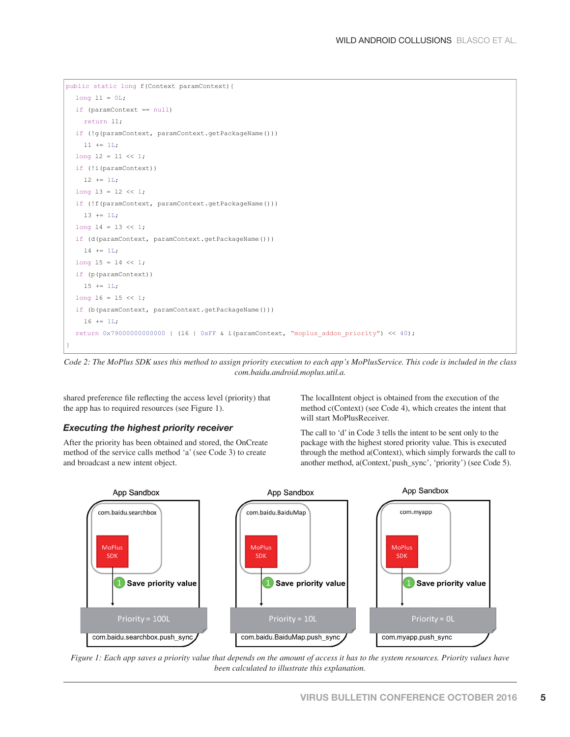```
public static long f(Context paramContext){
  long l1 = 0L;
  if (paramContext == null)
    return l1;
  if (!g(paramContext, paramContext.getPackageName()))
    l1 += 1L;
  long l2 = l1 << 1;
  if (!i(paramContext))
    l2 += 1L;
  long l3 = l2 << 1;
  if (!f(paramContext, paramContext.getPackageName()))
    l3 += 1L;
  long l4 = l3 << 1;
  if (d(paramContext, paramContext.getPackageName()))
    l4 += 1L;
  long l5 = l4 << 1;
  if (p(paramContext))
    l5 += 1L;
  long l6 = l5 << 1;
  if (b(paramContext, paramContext.getPackageName()))
    l6 += 1L;
  return 0x79000000000000 | (16 | 0xFF & i(paramContext, "moplus_addon_priority") << 40);
}
```

*Code 2: The MoPlus SDK uses this method to assign priority execution to each app's MoPlusService. This code is included in the class com.baidu.android.moplus.util.a.*

shared preference file reflecting the access level (priority) that the app has to required resources (see Figure 1).

### Executing the highest priority receiver

After the priority has been obtained and stored, the OnCreate method of the service calls method 'a' (see Code 3) to create and broadcast a new intent object.

The localIntent object is obtained from the execution of the method c(Context) (see Code 4), which creates the intent that will start MoPlusReceiver.

The call to 'd' in Code 3 tells the intent to be sent only to the package with the highest stored priority value. This is executed through the method a(Context), which simply forwards the call to another method, a(Context,'push_sync', 'priority') (see Code 5).

*Figure 1: Each app saves a priority value that depends on the amount of access it has to the system resources. Priority values have been calculated to illustrate this explanation.*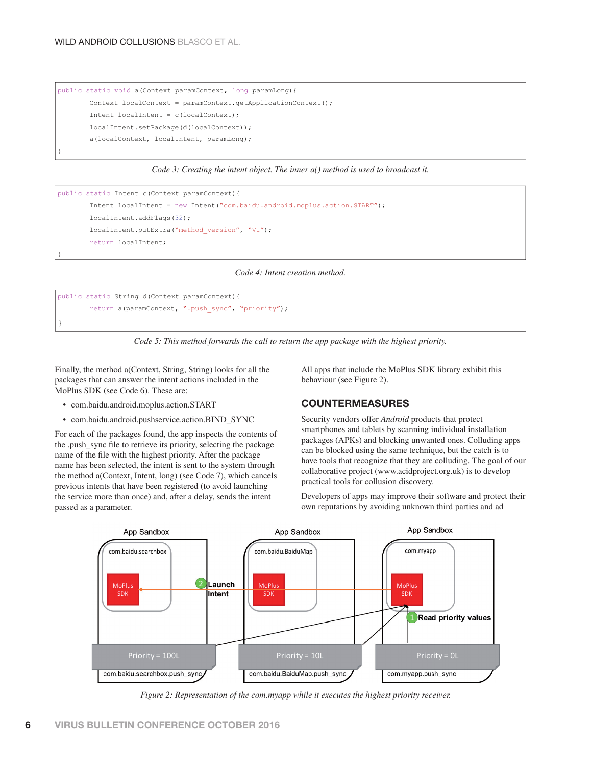```
public static void a(Context paramContext, long paramLong){
        Context localContext = paramContext.getApplicationContext();
        Intent localIntent = c(localContext);
        localIntent.setPackage(d(localContext));
        a(localContext, localIntent, paramLong);
}
```

*Code 3: Creating the intent object. The inner a() method is used to broadcast it.*

```
public static Intent c(Context paramContext){
        Intent localIntent = new Intent("com.baidu.android.moplus.action.START");
        localIntent.addFlags(32);
        localIntent.putExtra("method_version", "V1");
        return localIntent;
}
```

*Code 4: Intent creation method.*

```
public static String d(Context paramContext){
        return a(paramContext, ".push_sync", "priority");
}
```

*Code 5: This method forwards the call to return the app package with the highest priority.*

Finally, the method a(Context, String, String) looks for all the packages that can answer the intent actions included in the MoPlus SDK (see Code 6). These are:

- com.baidu.android.moplus.action.START
- com.baidu.android.pushservice.action.BIND_SYNC

For each of the packages found, the app inspects the contents of the .push_sync file to retrieve its priority, selecting the package name of the file with the highest priority. After the package name has been selected, the intent is sent to the system through the method a(Context, Intent, long) (see Code 7), which cancels previous intents that have been registered (to avoid launching the service more than once) and, after a delay, sends the intent passed as a parameter.

All apps that include the MoPlus SDK library exhibit this behaviour (see Figure 2).

## COUNTERMEASURES

Security vendors offer *Android* products that protect smartphones and tablets by scanning individual installation packages (APKs) and blocking unwanted ones. Colluding apps can be blocked using the same technique, but the catch is to have tools that recognize that they are colluding. The goal of our collaborative project (www.acidproject.org.uk) is to develop practical tools for collusion discovery.

Developers of apps may improve their software and protect their own reputations by avoiding unknown third parties and ad

*Figure 2: Representation of the com.myapp while it executes the highest priority receiver.*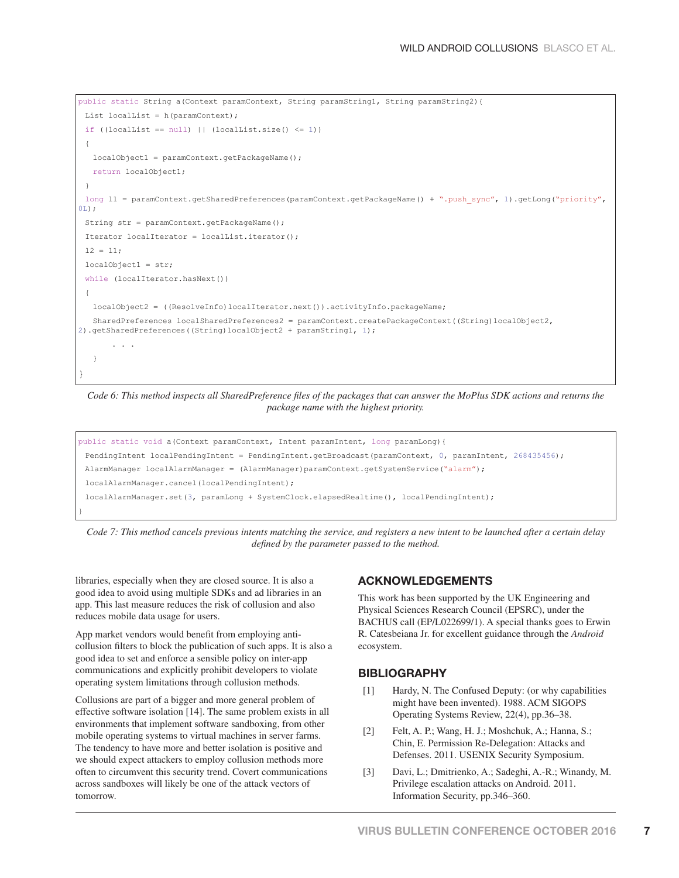```
public static String a(Context paramContext, String paramString1, String paramString2){
  List localList = h(paramContext);
  if ((localList == null) || (localList.size() <= 1))
  {
    localObject1 = paramContext.getPackageName();
    return localObject1;
  }
  long l1 = paramContext.getSharedPreferences(paramContext.getPackageName() + ".push_sync", 1).getLong("priority", 
0L);
  String str = paramContext.getPackageName();
  Iterator localIterator = localList.iterator();
  l2 = l1;
  localObject1 = str;
  while (localIterator.hasNext())
  {
    localObject2 = ((ResolveInfo)localIterator.next()).activityInfo.packageName;
    SharedPreferences localSharedPreferences2 = paramContext.createPackageContext((String)localObject2, 
2).getSharedPreferences((String)localObject2 + paramString1, 1);
        . . .
    }
}
```

*Code 6: This method inspects all SharedPreference files of the packages that can answer the MoPlus SDK actions and returns the package name with the highest priority.*

```
public static void a(Context paramContext, Intent paramIntent, long paramLong){
  PendingIntent localPendingIntent = PendingIntent.getBroadcast(paramContext, 0, paramIntent, 268435456);
  AlarmManager localAlarmManager = (AlarmManager)paramContext.getSystemService("alarm");
  localAlarmManager.cancel(localPendingIntent);
  localAlarmManager.set(3, paramLong + SystemClock.elapsedRealtime(), localPendingIntent);
}
```

*Code 7: This method cancels previous intents matching the service, and registers a new intent to be launched after a certain delay defined by the parameter passed to the method.*

libraries, especially when they are closed source. It is also a good idea to avoid using multiple SDKs and ad libraries in an app. This last measure reduces the risk of collusion and also reduces mobile data usage for users.

App market vendors would benefit from employing anti-collusion filters to block the publication of such apps. It is also a good idea to set and enforce a sensible policy on inter-app communications and explicitly prohibit developers to violate operating system limitations through collusion methods.

Collusions are part of a bigger and more general problem of effective software isolation [14]. The same problem exists in all environments that implement software sandboxing, from other mobile operating systems to virtual machines in server farms. The tendency to have more and better isolation is positive and we should expect attackers to employ collusion methods more often to circumvent this security trend. Covert communications across sandboxes will likely be one of the attack vectors of tomorrow.

## ACKNOWLEDGEMENTS

This work has been supported by the UK Engineering and Physical Sciences Research Council (EPSRC), under the BACHUS call (EP/L022699/1). A special thanks goes to Erwin R. Catesbeiana Jr. for excellent guidance through the *Android* ecosystem.

## BIBLIOGRAPHY

[1] Hardy, N. The Confused Deputy: (or why capabilities might have been invented). 1988. ACM SIGOPS Operating Systems Review, 22(4), pp.36–38.

[2] Felt, A. P.; Wang, H. J.; Moshchuk, A.; Hanna, S.; Chin, E. Permission Re-Delegation: Attacks and Defenses. 2011. USENIX Security Symposium.

[3] Davi, L.; Dmitrienko, A.; Sadeghi, A.-R.; Winandy, M. Privilege escalation attacks on Android. 2011. Information Security, pp.346–360.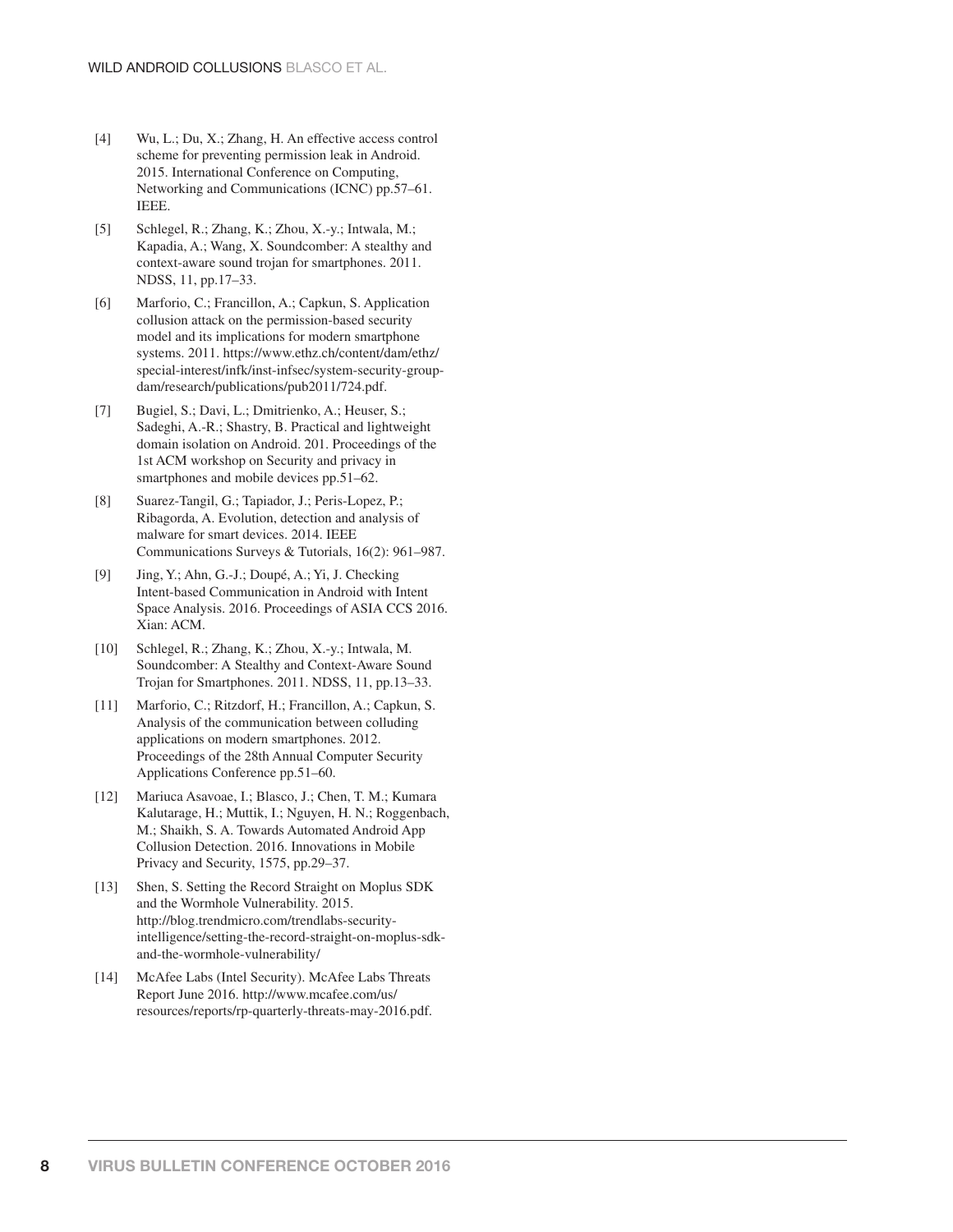[4] Wu, L.; Du, X.; Zhang, H. An effective access control scheme for preventing permission leak in Android. 2015. International Conference on Computing, Networking and Communications (ICNC) pp.57–61. IEEE.

[5] Schlegel, R.; Zhang, K.; Zhou, X.-y.; Intwala, M.; Kapadia, A.; Wang, X. Soundcomber: A stealthy and context-aware sound trojan for smartphones. 2011. NDSS, 11, pp.17–33.

[6] Marforio, C.; Francillon, A.; Capkun, S. Application collusion attack on the permission-based security model and its implications for modern smartphone systems. 2011. https://www.ethz.ch/content/dam/ethz/special-interest/infk/inst-infsec/system-security-group-dam/research/publications/pub2011/724.pdf.

[7] Bugiel, S.; Davi, L.; Dmitrienko, A.; Heuser, S.; Sadeghi, A.-R.; Shastry, B. Practical and lightweight domain isolation on Android. 201. Proceedings of the 1st ACM workshop on Security and privacy in smartphones and mobile devices pp.51–62.

[8] Suarez-Tangil, G.; Tapiador, J.; Peris-Lopez, P.; Ribagorda, A. Evolution, detection and analysis of malware for smart devices. 2014. IEEE Communications Surveys & Tutorials, 16(2): 961–987.

[9] Jing, Y.; Ahn, G.-J.; Doupé, A.; Yi, J. Checking Intent-based Communication in Android with Intent Space Analysis. 2016. Proceedings of ASIA CCS 2016. Xian: ACM.

[10] Schlegel, R.; Zhang, K.; Zhou, X.-y.; Intwala, M. Soundcomber: A Stealthy and Context-Aware Sound Trojan for Smartphones. 2011. NDSS, 11, pp.13–33.

[11] Marforio, C.; Ritzdorf, H.; Francillon, A.; Capkun, S. Analysis of the communication between colluding applications on modern smartphones. 2012. Proceedings of the 28th Annual Computer Security Applications Conference pp.51–60.

[12] Mariuca Asavoae, I.; Blasco, J.; Chen, T. M.; Kumara Kalutarage, H.; Muttik, I.; Nguyen, H. N.; Roggenbach, M.; Shaikh, S. A. Towards Automated Android App Collusion Detection. 2016. Innovations in Mobile Privacy and Security, 1575, pp.29–37.

[13] Shen, S. Setting the Record Straight on Moplus SDK and the Wormhole Vulnerability. 2015. http://blog.trendmicro.com/trendlabs-security-intelligence/setting-the-record-straight-on-moplus-sdk-and-the-wormhole-vulnerability/

[14] McAfee Labs (Intel Security). McAfee Labs Threats Report June 2016. http://www.mcafee.com/us/resources/reports/rp-quarterly-threats-may-2016.pdf.